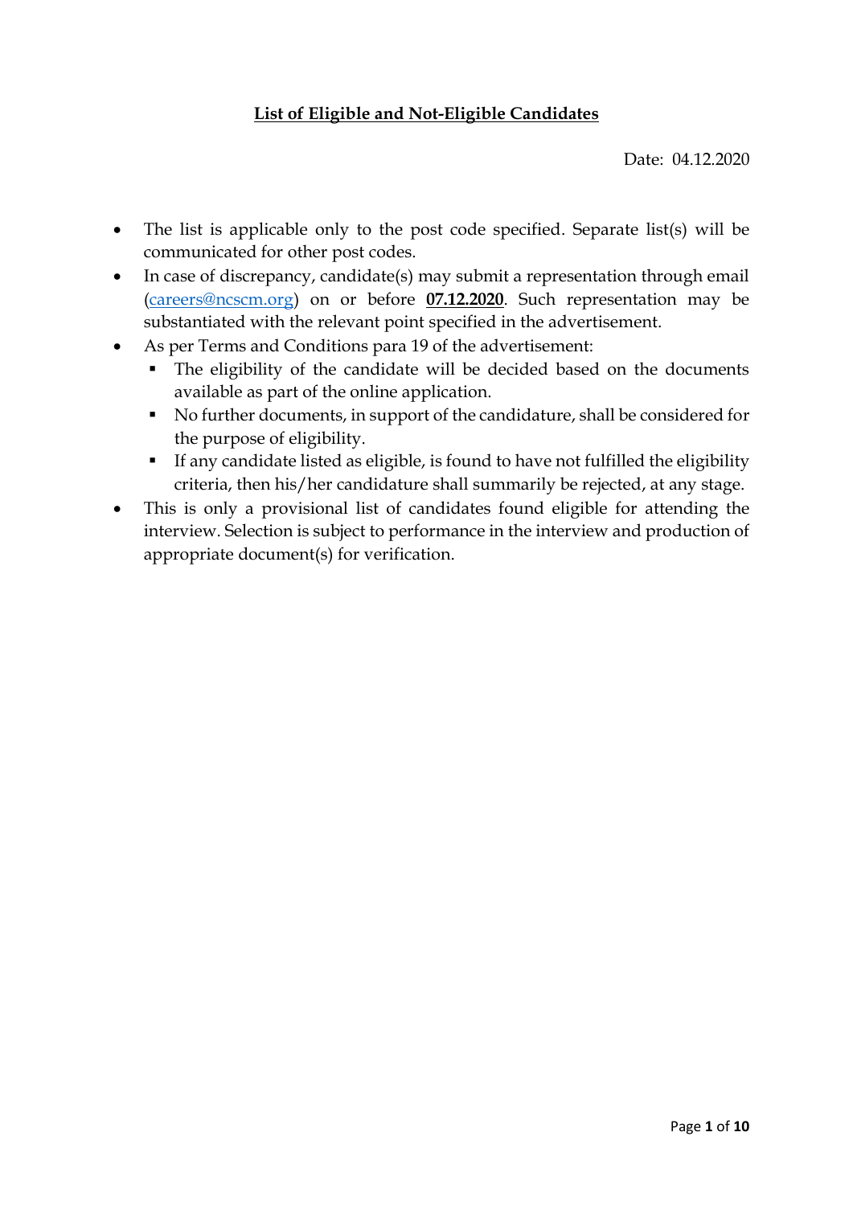# **List of Eligible and Not-Eligible Candidates**

Date: 04.12.2020

- The list is applicable only to the post code specified. Separate list(s) will be communicated for other post codes.
- In case of discrepancy, candidate(s) may submit a representation through email (careers@ncscm.org) on or before **07.12.2020**. Such representation may be substantiated with the relevant point specified in the advertisement.
- As per Terms and Conditions para 19 of the advertisement:
  - The eligibility of the candidate will be decided based on the documents available as part of the online application.
  - No further documents, in support of the candidature, shall be considered for the purpose of eligibility.
  - If any candidate listed as eligible, is found to have not fulfilled the eligibility criteria, then his/her candidature shall summarily be rejected, at any stage.
- This is only a provisional list of candidates found eligible for attending the interview. Selection is subject to performance in the interview and production of appropriate document(s) for verification.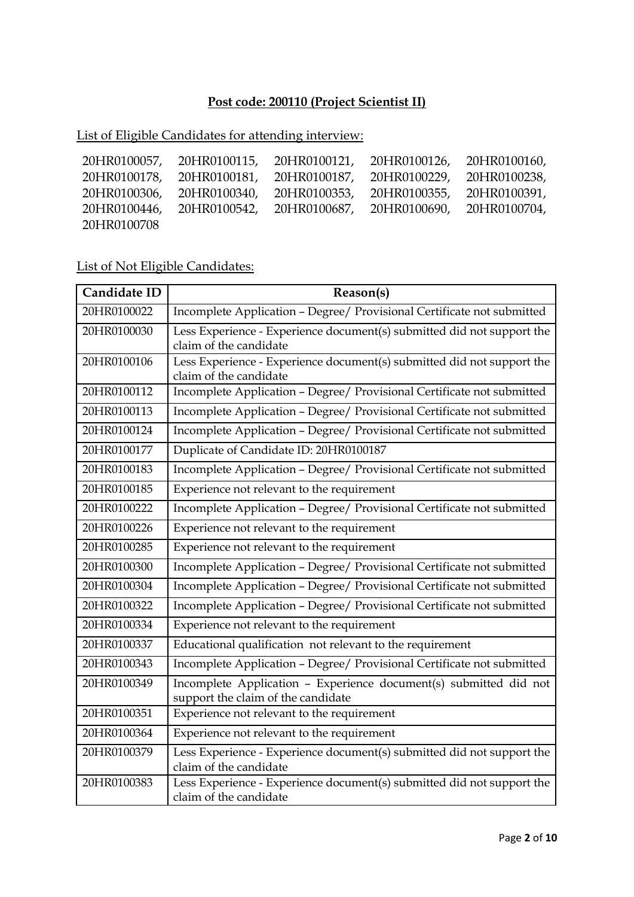**Post code: 200110 (Project Scientist II)**

List of Eligible Candidates for attending interview:

20HR0100057, 20HR0100115, 20HR0100121, 20HR0100126, 20HR0100160, 20HR0100178, 20HR0100181, 20HR0100187, 20HR0100229, 20HR0100238, 20HR0100306, 20HR0100340, 20HR0100353, 20HR0100355, 20HR0100391, 20HR0100446, 20HR0100542, 20HR0100687, 20HR0100690, 20HR0100704, 20HR0100708

List of Not Eligible Candidates:

| Candidate ID | Reason(s) |
|---|---|
| 20HR0100022 | Incomplete Application – Degree/ Provisional Certificate not submitted |
| 20HR0100030 | Less Experience - Experience document(s) submitted did not support the claim of the candidate |
| 20HR0100106 | Less Experience - Experience document(s) submitted did not support the claim of the candidate |
| 20HR0100112 | Incomplete Application – Degree/ Provisional Certificate not submitted |
| 20HR0100113 | Incomplete Application – Degree/ Provisional Certificate not submitted |
| 20HR0100124 | Incomplete Application – Degree/ Provisional Certificate not submitted |
| 20HR0100177 | Duplicate of Candidate ID: 20HR0100187 |
| 20HR0100183 | Incomplete Application – Degree/ Provisional Certificate not submitted |
| 20HR0100185 | Experience not relevant to the requirement |
| 20HR0100222 | Incomplete Application – Degree/ Provisional Certificate not submitted |
| 20HR0100226 | Experience not relevant to the requirement |
| 20HR0100285 | Experience not relevant to the requirement |
| 20HR0100300 | Incomplete Application – Degree/ Provisional Certificate not submitted |
| 20HR0100304 | Incomplete Application – Degree/ Provisional Certificate not submitted |
| 20HR0100322 | Incomplete Application – Degree/ Provisional Certificate not submitted |
| 20HR0100334 | Experience not relevant to the requirement |
| 20HR0100337 | Educational qualification not relevant to the requirement |
| 20HR0100343 | Incomplete Application – Degree/ Provisional Certificate not submitted |
| 20HR0100349 | Incomplete Application – Experience document(s) submitted did not support the claim of the candidate |
| 20HR0100351 | Experience not relevant to the requirement |
| 20HR0100364 | Experience not relevant to the requirement |
| 20HR0100379 | Less Experience - Experience document(s) submitted did not support the claim of the candidate |
| 20HR0100383 | Less Experience - Experience document(s) submitted did not support the claim of the candidate |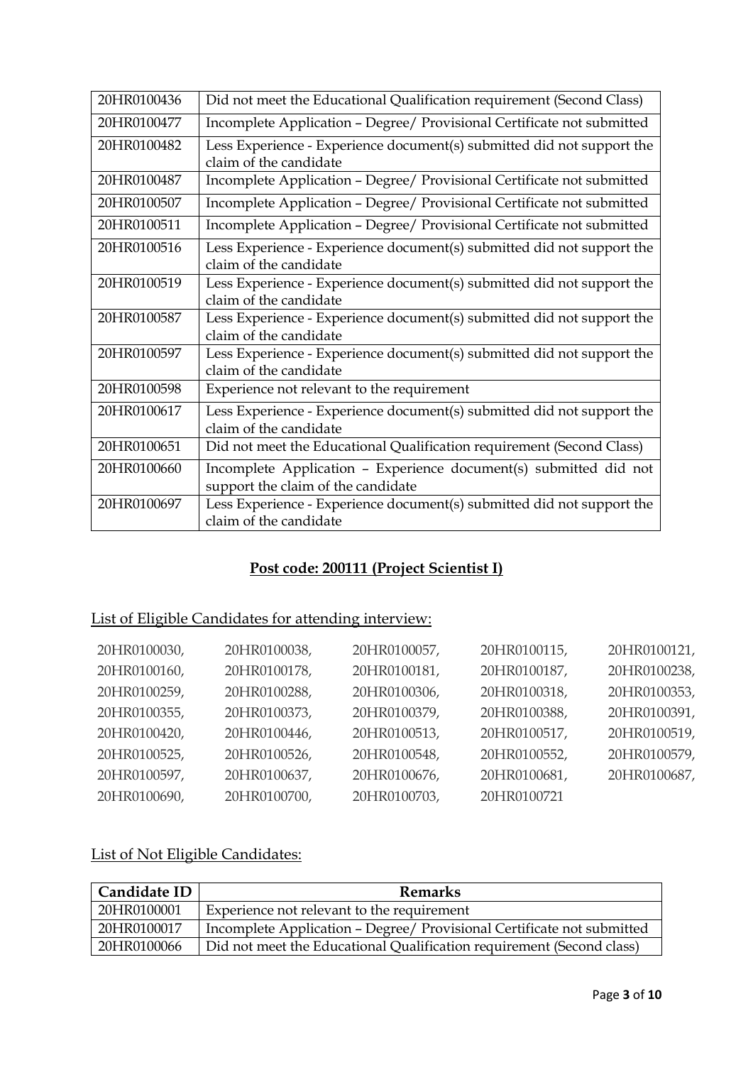| | |
|---|---|
| 20HR0100436 | Did not meet the Educational Qualification requirement (Second Class) |
| 20HR0100477 | Incomplete Application – Degree/ Provisional Certificate not submitted |
| 20HR0100482 | Less Experience - Experience document(s) submitted did not support the claim of the candidate |
| 20HR0100487 | Incomplete Application – Degree/ Provisional Certificate not submitted |
| 20HR0100507 | Incomplete Application – Degree/ Provisional Certificate not submitted |
| 20HR0100511 | Incomplete Application – Degree/ Provisional Certificate not submitted |
| 20HR0100516 | Less Experience - Experience document(s) submitted did not support the claim of the candidate |
| 20HR0100519 | Less Experience - Experience document(s) submitted did not support the claim of the candidate |
| 20HR0100587 | Less Experience - Experience document(s) submitted did not support the claim of the candidate |
| 20HR0100597 | Less Experience - Experience document(s) submitted did not support the claim of the candidate |
| 20HR0100598 | Experience not relevant to the requirement |
| 20HR0100617 | Less Experience - Experience document(s) submitted did not support the claim of the candidate |
| 20HR0100651 | Did not meet the Educational Qualification requirement (Second Class) |
| 20HR0100660 | Incomplete Application – Experience document(s) submitted did not support the claim of the candidate |
| 20HR0100697 | Less Experience - Experience document(s) submitted did not support the claim of the candidate |

## Post code: 200111 (Project Scientist I)

### List of Eligible Candidates for attending interview:

20HR0100030, 20HR0100038, 20HR0100057, 20HR0100115, 20HR0100121, 20HR0100160, 20HR0100178, 20HR0100181, 20HR0100187, 20HR0100238, 20HR0100259, 20HR0100288, 20HR0100306, 20HR0100318, 20HR0100353, 20HR0100355, 20HR0100373, 20HR0100379, 20HR0100388, 20HR0100391, 20HR0100420, 20HR0100446, 20HR0100513, 20HR0100517, 20HR0100519, 20HR0100525, 20HR0100526, 20HR0100548, 20HR0100552, 20HR0100579, 20HR0100597, 20HR0100637, 20HR0100676, 20HR0100681, 20HR0100687, 20HR0100690, 20HR0100700, 20HR0100703, 20HR0100721

### List of Not Eligible Candidates:

| Candidate ID | Remarks |
|---|---|
| 20HR0100001 | Experience not relevant to the requirement |
| 20HR0100017 | Incomplete Application – Degree/ Provisional Certificate not submitted |
| 20HR0100066 | Did not meet the Educational Qualification requirement (Second class) |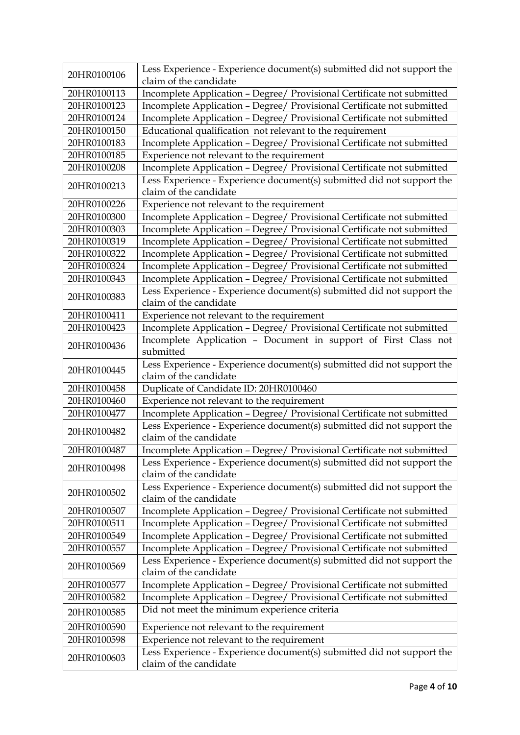| | |
|---|---|
| 20HR0100106 | Less Experience - Experience document(s) submitted did not support the claim of the candidate |
| 20HR0100113 | Incomplete Application – Degree/ Provisional Certificate not submitted |
| 20HR0100123 | Incomplete Application – Degree/ Provisional Certificate not submitted |
| 20HR0100124 | Incomplete Application – Degree/ Provisional Certificate not submitted |
| 20HR0100150 | Educational qualification not relevant to the requirement |
| 20HR0100183 | Incomplete Application – Degree/ Provisional Certificate not submitted |
| 20HR0100185 | Experience not relevant to the requirement |
| 20HR0100208 | Incomplete Application – Degree/ Provisional Certificate not submitted |
| 20HR0100213 | Less Experience - Experience document(s) submitted did not support the claim of the candidate |
| 20HR0100226 | Experience not relevant to the requirement |
| 20HR0100300 | Incomplete Application – Degree/ Provisional Certificate not submitted |
| 20HR0100303 | Incomplete Application – Degree/ Provisional Certificate not submitted |
| 20HR0100319 | Incomplete Application – Degree/ Provisional Certificate not submitted |
| 20HR0100322 | Incomplete Application – Degree/ Provisional Certificate not submitted |
| 20HR0100324 | Incomplete Application – Degree/ Provisional Certificate not submitted |
| 20HR0100343 | Incomplete Application – Degree/ Provisional Certificate not submitted |
| 20HR0100383 | Less Experience - Experience document(s) submitted did not support the claim of the candidate |
| 20HR0100411 | Experience not relevant to the requirement |
| 20HR0100423 | Incomplete Application – Degree/ Provisional Certificate not submitted |
| 20HR0100436 | Incomplete Application – Document in support of First Class not submitted |
| 20HR0100445 | Less Experience - Experience document(s) submitted did not support the claim of the candidate |
| 20HR0100458 | Duplicate of Candidate ID: 20HR0100460 |
| 20HR0100460 | Experience not relevant to the requirement |
| 20HR0100477 | Incomplete Application – Degree/ Provisional Certificate not submitted |
| 20HR0100482 | Less Experience - Experience document(s) submitted did not support the claim of the candidate |
| 20HR0100487 | Incomplete Application – Degree/ Provisional Certificate not submitted |
| 20HR0100498 | Less Experience - Experience document(s) submitted did not support the claim of the candidate |
| 20HR0100502 | Less Experience - Experience document(s) submitted did not support the claim of the candidate |
| 20HR0100507 | Incomplete Application – Degree/ Provisional Certificate not submitted |
| 20HR0100511 | Incomplete Application – Degree/ Provisional Certificate not submitted |
| 20HR0100549 | Incomplete Application – Degree/ Provisional Certificate not submitted |
| 20HR0100557 | Incomplete Application – Degree/ Provisional Certificate not submitted |
| 20HR0100569 | Less Experience - Experience document(s) submitted did not support the claim of the candidate |
| 20HR0100577 | Incomplete Application – Degree/ Provisional Certificate not submitted |
| 20HR0100582 | Incomplete Application – Degree/ Provisional Certificate not submitted |
| 20HR0100585 | Did not meet the minimum experience criteria |
| 20HR0100590 | Experience not relevant to the requirement |
| 20HR0100598 | Experience not relevant to the requirement |
| 20HR0100603 | Less Experience - Experience document(s) submitted did not support the claim of the candidate |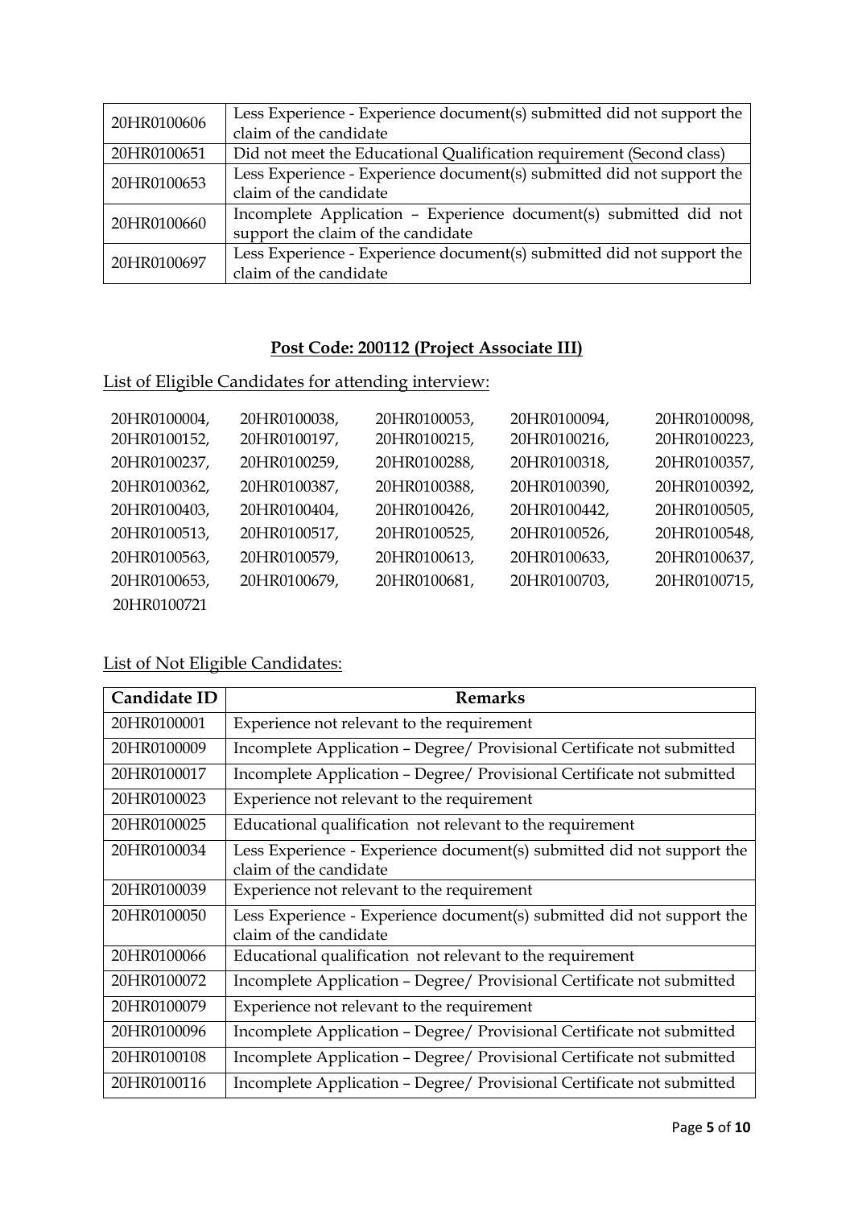| | |
|---|---|
| 20HR0100606 | Less Experience - Experience document(s) submitted did not support the claim of the candidate |
| 20HR0100651 | Did not meet the Educational Qualification requirement (Second class) |
| 20HR0100653 | Less Experience - Experience document(s) submitted did not support the claim of the candidate |
| 20HR0100660 | Incomplete Application – Experience document(s) submitted did not support the claim of the candidate |
| 20HR0100697 | Less Experience - Experience document(s) submitted did not support the claim of the candidate |

## Post Code: 200112 (Project Associate III)

List of Eligible Candidates for attending interview:

20HR0100004, 20HR0100038, 20HR0100053, 20HR0100094, 20HR0100098, 20HR0100152, 20HR0100197, 20HR0100215, 20HR0100216, 20HR0100223, 20HR0100237, 20HR0100259, 20HR0100288, 20HR0100318, 20HR0100357, 20HR0100362, 20HR0100387, 20HR0100388, 20HR0100390, 20HR0100392, 20HR0100403, 20HR0100404, 20HR0100426, 20HR0100442, 20HR0100505, 20HR0100513, 20HR0100517, 20HR0100525, 20HR0100526, 20HR0100548, 20HR0100563, 20HR0100579, 20HR0100613, 20HR0100633, 20HR0100637, 20HR0100653, 20HR0100679, 20HR0100681, 20HR0100703, 20HR0100715, 20HR0100721

List of Not Eligible Candidates:

| Candidate ID | Remarks |
|---|---|
| 20HR0100001 | Experience not relevant to the requirement |
| 20HR0100009 | Incomplete Application – Degree/ Provisional Certificate not submitted |
| 20HR0100017 | Incomplete Application – Degree/ Provisional Certificate not submitted |
| 20HR0100023 | Experience not relevant to the requirement |
| 20HR0100025 | Educational qualification not relevant to the requirement |
| 20HR0100034 | Less Experience - Experience document(s) submitted did not support the claim of the candidate |
| 20HR0100039 | Experience not relevant to the requirement |
| 20HR0100050 | Less Experience - Experience document(s) submitted did not support the claim of the candidate |
| 20HR0100066 | Educational qualification not relevant to the requirement |
| 20HR0100072 | Incomplete Application – Degree/ Provisional Certificate not submitted |
| 20HR0100079 | Experience not relevant to the requirement |
| 20HR0100096 | Incomplete Application – Degree/ Provisional Certificate not submitted |
| 20HR0100108 | Incomplete Application – Degree/ Provisional Certificate not submitted |
| 20HR0100116 | Incomplete Application – Degree/ Provisional Certificate not submitted |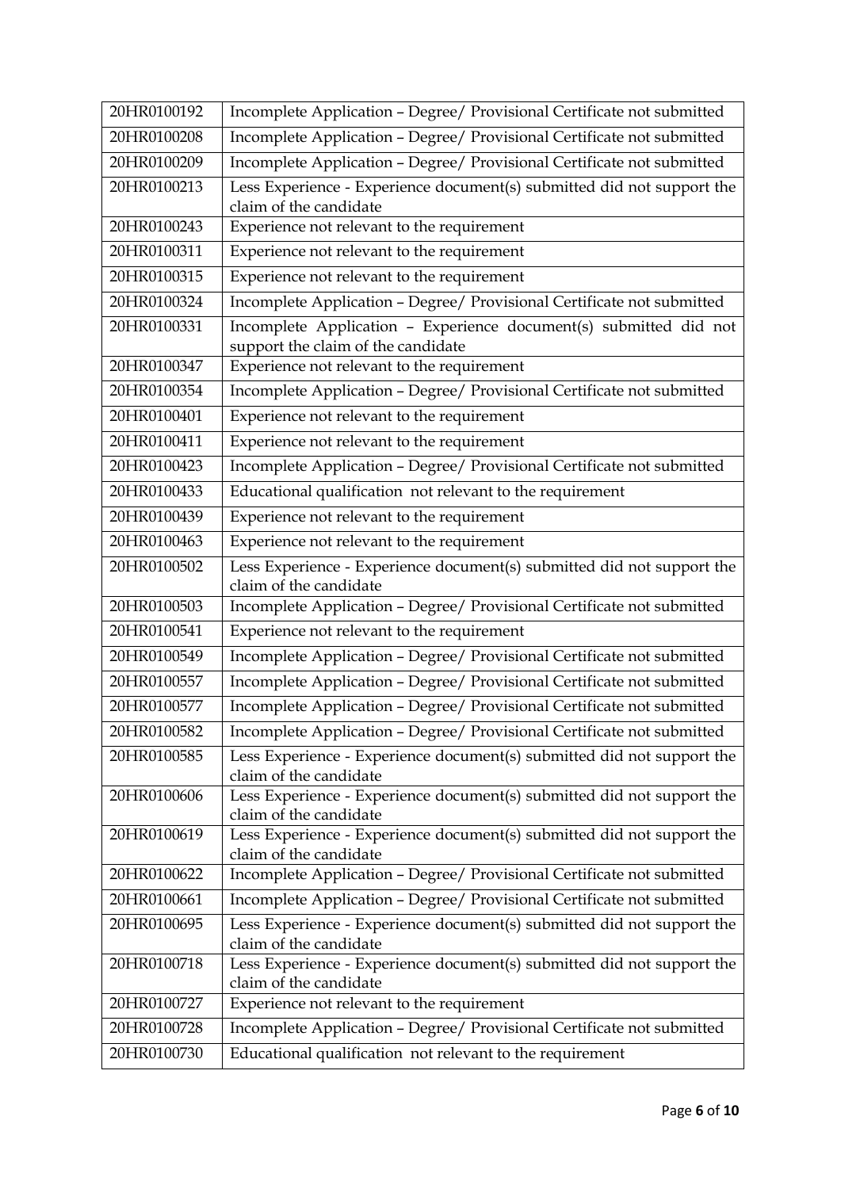| 20HR0100192 | Incomplete Application – Degree/ Provisional Certificate not submitted |
|---|---|
| 20HR0100208 | Incomplete Application – Degree/ Provisional Certificate not submitted |
| 20HR0100209 | Incomplete Application – Degree/ Provisional Certificate not submitted |
| 20HR0100213 | Less Experience - Experience document(s) submitted did not support the claim of the candidate |
| 20HR0100243 | Experience not relevant to the requirement |
| 20HR0100311 | Experience not relevant to the requirement |
| 20HR0100315 | Experience not relevant to the requirement |
| 20HR0100324 | Incomplete Application – Degree/ Provisional Certificate not submitted |
| 20HR0100331 | Incomplete Application – Experience document(s) submitted did not support the claim of the candidate |
| 20HR0100347 | Experience not relevant to the requirement |
| 20HR0100354 | Incomplete Application – Degree/ Provisional Certificate not submitted |
| 20HR0100401 | Experience not relevant to the requirement |
| 20HR0100411 | Experience not relevant to the requirement |
| 20HR0100423 | Incomplete Application – Degree/ Provisional Certificate not submitted |
| 20HR0100433 | Educational qualification not relevant to the requirement |
| 20HR0100439 | Experience not relevant to the requirement |
| 20HR0100463 | Experience not relevant to the requirement |
| 20HR0100502 | Less Experience - Experience document(s) submitted did not support the claim of the candidate |
| 20HR0100503 | Incomplete Application – Degree/ Provisional Certificate not submitted |
| 20HR0100541 | Experience not relevant to the requirement |
| 20HR0100549 | Incomplete Application – Degree/ Provisional Certificate not submitted |
| 20HR0100557 | Incomplete Application – Degree/ Provisional Certificate not submitted |
| 20HR0100577 | Incomplete Application – Degree/ Provisional Certificate not submitted |
| 20HR0100582 | Incomplete Application – Degree/ Provisional Certificate not submitted |
| 20HR0100585 | Less Experience - Experience document(s) submitted did not support the claim of the candidate |
| 20HR0100606 | Less Experience - Experience document(s) submitted did not support the claim of the candidate |
| 20HR0100619 | Less Experience - Experience document(s) submitted did not support the claim of the candidate |
| 20HR0100622 | Incomplete Application – Degree/ Provisional Certificate not submitted |
| 20HR0100661 | Incomplete Application – Degree/ Provisional Certificate not submitted |
| 20HR0100695 | Less Experience - Experience document(s) submitted did not support the claim of the candidate |
| 20HR0100718 | Less Experience - Experience document(s) submitted did not support the claim of the candidate |
| 20HR0100727 | Experience not relevant to the requirement |
| 20HR0100728 | Incomplete Application – Degree/ Provisional Certificate not submitted |
| 20HR0100730 | Educational qualification not relevant to the requirement |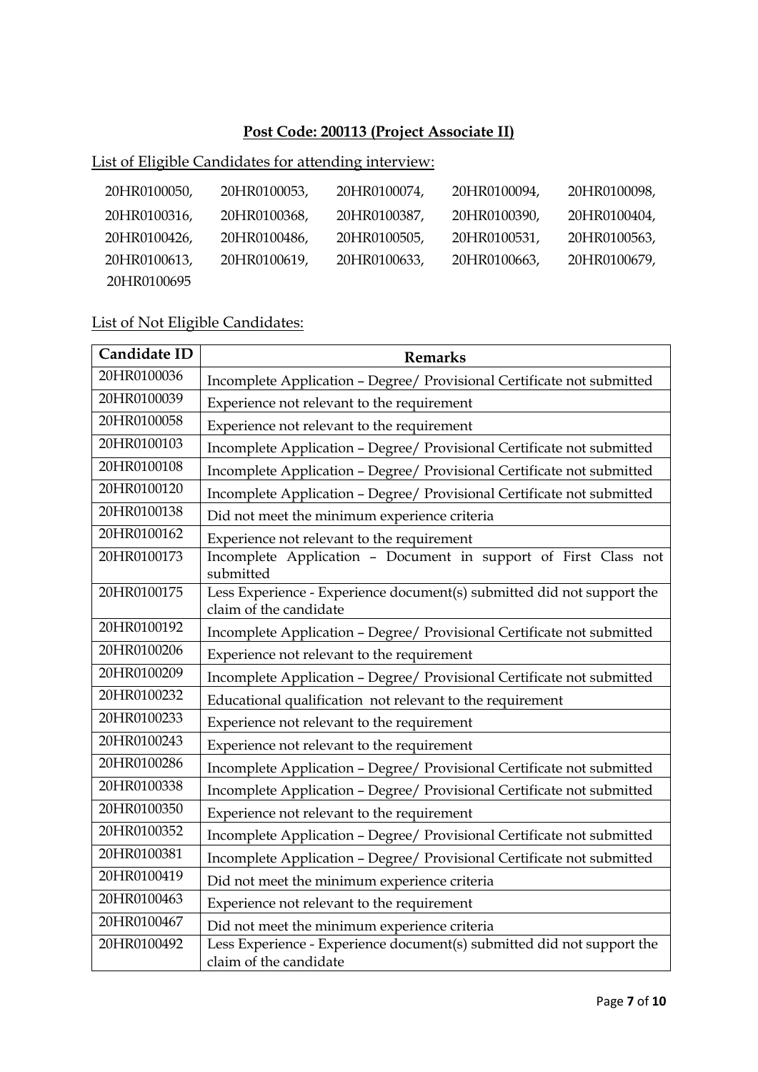**Post Code: 200113 (Project Associate II)**

List of Eligible Candidates for attending interview:

20HR0100050, 20HR0100053, 20HR0100074, 20HR0100094, 20HR0100098, 20HR0100316, 20HR0100368, 20HR0100387, 20HR0100390, 20HR0100404, 20HR0100426, 20HR0100486, 20HR0100505, 20HR0100531, 20HR0100563, 20HR0100613, 20HR0100619, 20HR0100633, 20HR0100663, 20HR0100679, 20HR0100695

List of Not Eligible Candidates:

| Candidate ID | Remarks |
|---|---|
| 20HR0100036 | Incomplete Application – Degree/ Provisional Certificate not submitted |
| 20HR0100039 | Experience not relevant to the requirement |
| 20HR0100058 | Experience not relevant to the requirement |
| 20HR0100103 | Incomplete Application – Degree/ Provisional Certificate not submitted |
| 20HR0100108 | Incomplete Application – Degree/ Provisional Certificate not submitted |
| 20HR0100120 | Incomplete Application – Degree/ Provisional Certificate not submitted |
| 20HR0100138 | Did not meet the minimum experience criteria |
| 20HR0100162 | Experience not relevant to the requirement |
| 20HR0100173 | Incomplete Application – Document in support of First Class not submitted |
| 20HR0100175 | Less Experience - Experience document(s) submitted did not support the claim of the candidate |
| 20HR0100192 | Incomplete Application – Degree/ Provisional Certificate not submitted |
| 20HR0100206 | Experience not relevant to the requirement |
| 20HR0100209 | Incomplete Application – Degree/ Provisional Certificate not submitted |
| 20HR0100232 | Educational qualification not relevant to the requirement |
| 20HR0100233 | Experience not relevant to the requirement |
| 20HR0100243 | Experience not relevant to the requirement |
| 20HR0100286 | Incomplete Application – Degree/ Provisional Certificate not submitted |
| 20HR0100338 | Incomplete Application – Degree/ Provisional Certificate not submitted |
| 20HR0100350 | Experience not relevant to the requirement |
| 20HR0100352 | Incomplete Application – Degree/ Provisional Certificate not submitted |
| 20HR0100381 | Incomplete Application – Degree/ Provisional Certificate not submitted |
| 20HR0100419 | Did not meet the minimum experience criteria |
| 20HR0100463 | Experience not relevant to the requirement |
| 20HR0100467 | Did not meet the minimum experience criteria |
| 20HR0100492 | Less Experience - Experience document(s) submitted did not support the claim of the candidate |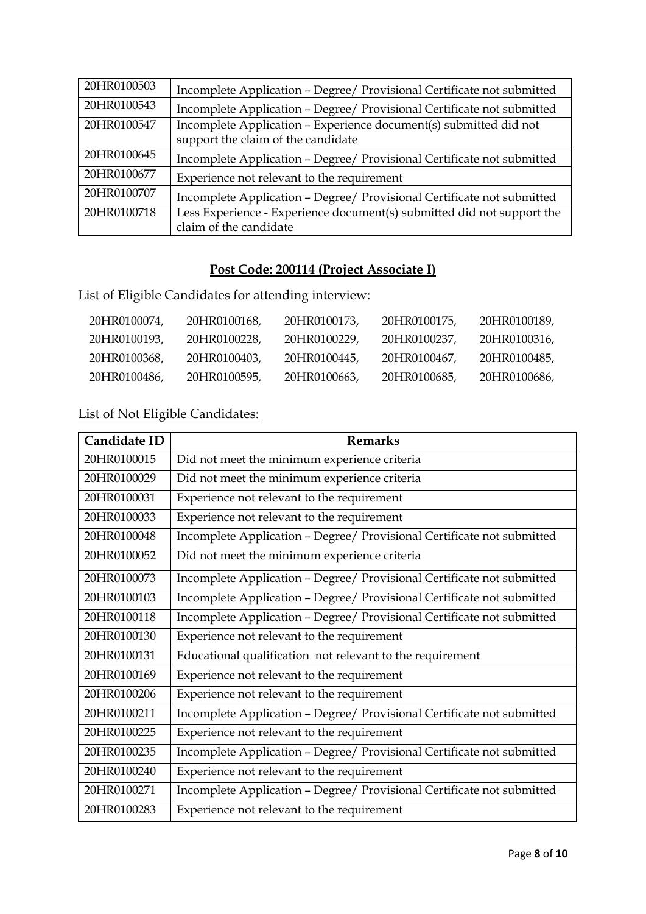| | |
|---|---|
| 20HR0100503 | Incomplete Application – Degree/ Provisional Certificate not submitted |
| 20HR0100543 | Incomplete Application – Degree/ Provisional Certificate not submitted |
| 20HR0100547 | Incomplete Application – Experience document(s) submitted did not support the claim of the candidate |
| 20HR0100645 | Incomplete Application – Degree/ Provisional Certificate not submitted |
| 20HR0100677 | Experience not relevant to the requirement |
| 20HR0100707 | Incomplete Application – Degree/ Provisional Certificate not submitted |
| 20HR0100718 | Less Experience - Experience document(s) submitted did not support the claim of the candidate |

## Post Code: 200114 (Project Associate I)

List of Eligible Candidates for attending interview:

20HR0100074, 20HR0100168, 20HR0100173, 20HR0100175, 20HR0100189,
20HR0100193, 20HR0100228, 20HR0100229, 20HR0100237, 20HR0100316,
20HR0100368, 20HR0100403, 20HR0100445, 20HR0100467, 20HR0100485,
20HR0100486, 20HR0100595, 20HR0100663, 20HR0100685, 20HR0100686,

List of Not Eligible Candidates:

| Candidate ID | Remarks |
|---|---|
| 20HR0100015 | Did not meet the minimum experience criteria |
| 20HR0100029 | Did not meet the minimum experience criteria |
| 20HR0100031 | Experience not relevant to the requirement |
| 20HR0100033 | Experience not relevant to the requirement |
| 20HR0100048 | Incomplete Application – Degree/ Provisional Certificate not submitted |
| 20HR0100052 | Did not meet the minimum experience criteria |
| 20HR0100073 | Incomplete Application – Degree/ Provisional Certificate not submitted |
| 20HR0100103 | Incomplete Application – Degree/ Provisional Certificate not submitted |
| 20HR0100118 | Incomplete Application – Degree/ Provisional Certificate not submitted |
| 20HR0100130 | Experience not relevant to the requirement |
| 20HR0100131 | Educational qualification not relevant to the requirement |
| 20HR0100169 | Experience not relevant to the requirement |
| 20HR0100206 | Experience not relevant to the requirement |
| 20HR0100211 | Incomplete Application – Degree/ Provisional Certificate not submitted |
| 20HR0100225 | Experience not relevant to the requirement |
| 20HR0100235 | Incomplete Application – Degree/ Provisional Certificate not submitted |
| 20HR0100240 | Experience not relevant to the requirement |
| 20HR0100271 | Incomplete Application – Degree/ Provisional Certificate not submitted |
| 20HR0100283 | Experience not relevant to the requirement |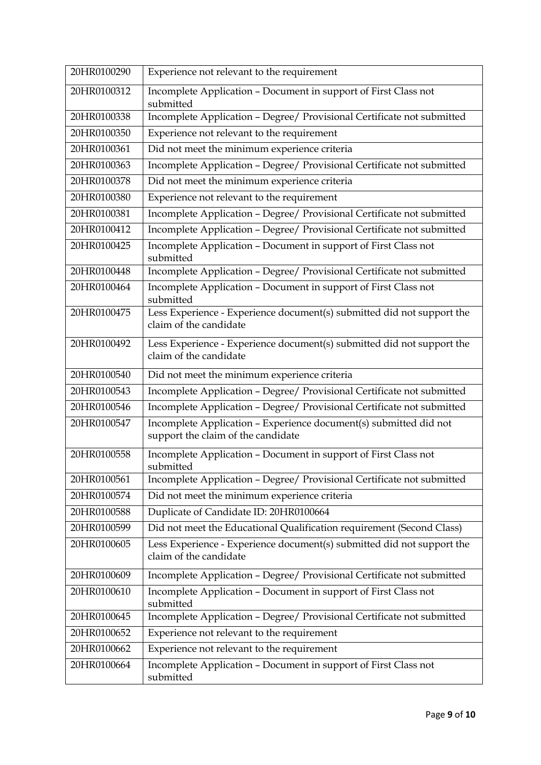| | |
|---|---|
| 20HR0100290 | Experience not relevant to the requirement |
| 20HR0100312 | Incomplete Application – Document in support of First Class not submitted |
| 20HR0100338 | Incomplete Application – Degree/ Provisional Certificate not submitted |
| 20HR0100350 | Experience not relevant to the requirement |
| 20HR0100361 | Did not meet the minimum experience criteria |
| 20HR0100363 | Incomplete Application – Degree/ Provisional Certificate not submitted |
| 20HR0100378 | Did not meet the minimum experience criteria |
| 20HR0100380 | Experience not relevant to the requirement |
| 20HR0100381 | Incomplete Application – Degree/ Provisional Certificate not submitted |
| 20HR0100412 | Incomplete Application – Degree/ Provisional Certificate not submitted |
| 20HR0100425 | Incomplete Application – Document in support of First Class not submitted |
| 20HR0100448 | Incomplete Application – Degree/ Provisional Certificate not submitted |
| 20HR0100464 | Incomplete Application – Document in support of First Class not submitted |
| 20HR0100475 | Less Experience - Experience document(s) submitted did not support the claim of the candidate |
| 20HR0100492 | Less Experience - Experience document(s) submitted did not support the claim of the candidate |
| 20HR0100540 | Did not meet the minimum experience criteria |
| 20HR0100543 | Incomplete Application – Degree/ Provisional Certificate not submitted |
| 20HR0100546 | Incomplete Application – Degree/ Provisional Certificate not submitted |
| 20HR0100547 | Incomplete Application – Experience document(s) submitted did not support the claim of the candidate |
| 20HR0100558 | Incomplete Application – Document in support of First Class not submitted |
| 20HR0100561 | Incomplete Application – Degree/ Provisional Certificate not submitted |
| 20HR0100574 | Did not meet the minimum experience criteria |
| 20HR0100588 | Duplicate of Candidate ID: 20HR0100664 |
| 20HR0100599 | Did not meet the Educational Qualification requirement (Second Class) |
| 20HR0100605 | Less Experience - Experience document(s) submitted did not support the claim of the candidate |
| 20HR0100609 | Incomplete Application – Degree/ Provisional Certificate not submitted |
| 20HR0100610 | Incomplete Application – Document in support of First Class not submitted |
| 20HR0100645 | Incomplete Application – Degree/ Provisional Certificate not submitted |
| 20HR0100652 | Experience not relevant to the requirement |
| 20HR0100662 | Experience not relevant to the requirement |
| 20HR0100664 | Incomplete Application – Document in support of First Class not submitted |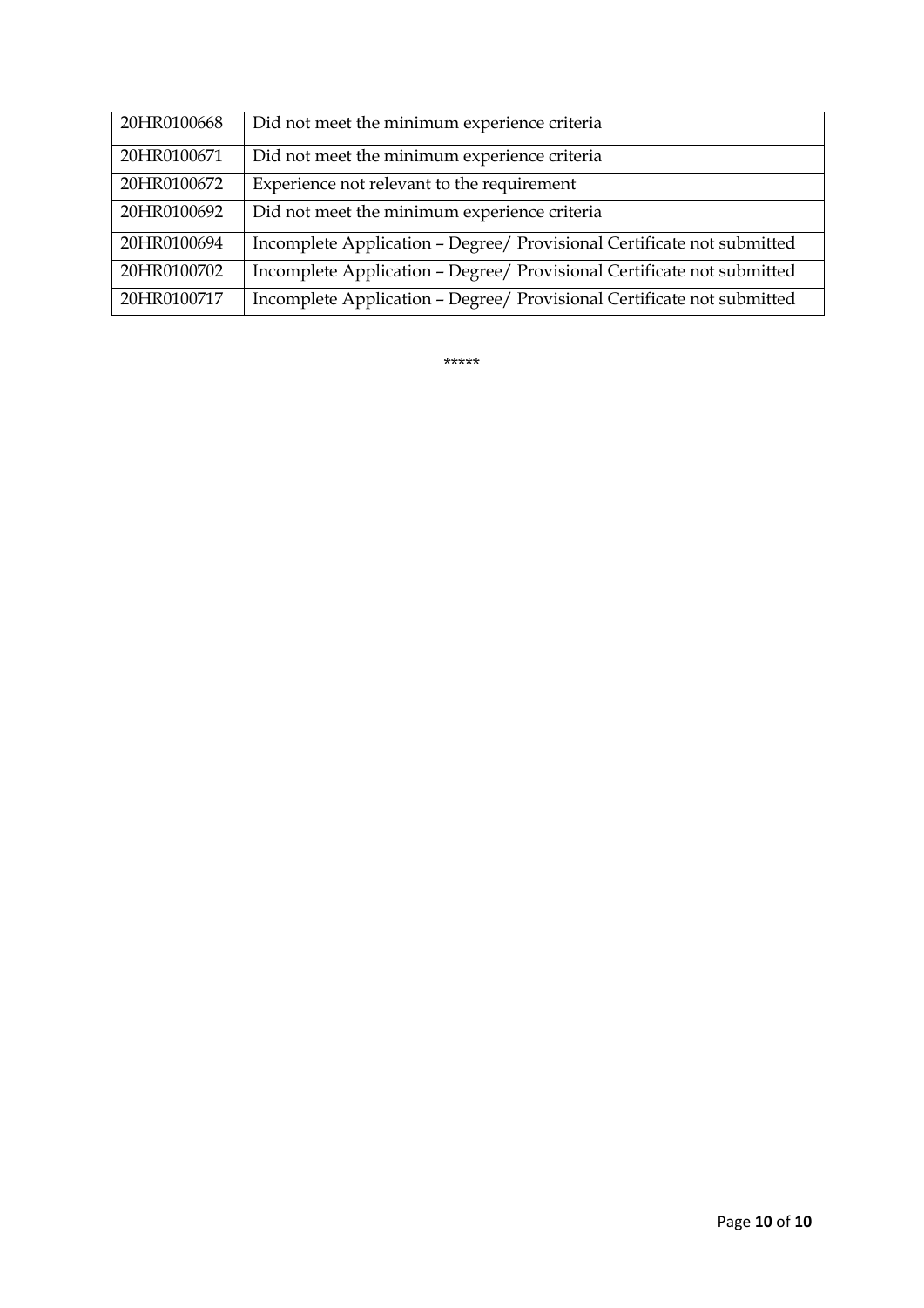| | |
|---|---|
| 20HR0100668 | Did not meet the minimum experience criteria |
| 20HR0100671 | Did not meet the minimum experience criteria |
| 20HR0100672 | Experience not relevant to the requirement |
| 20HR0100692 | Did not meet the minimum experience criteria |
| 20HR0100694 | Incomplete Application – Degree/ Provisional Certificate not submitted |
| 20HR0100702 | Incomplete Application – Degree/ Provisional Certificate not submitted |
| 20HR0100717 | Incomplete Application – Degree/ Provisional Certificate not submitted |

*****